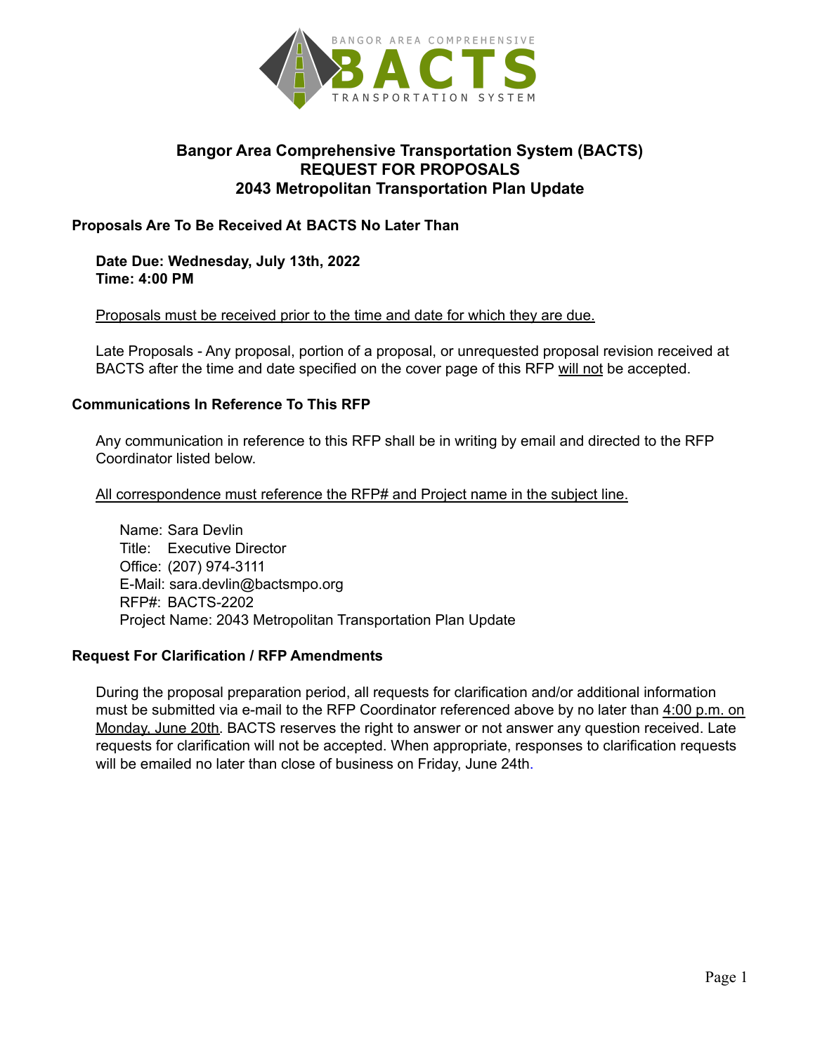BANGOR AREA COMPREHENSIVE
BACTS
TRANSPORTATION SYSTEM

# Bangor Area Comprehensive Transportation System (BACTS)
# REQUEST FOR PROPOSALS
# 2043 Metropolitan Transportation Plan Update

## Proposals Are To Be Received At BACTS No Later Than

**Date Due: Wednesday, July 13th, 2022**
**Time: 4:00 PM**

Proposals must be received prior to the time and date for which they are due.

Late Proposals - Any proposal, portion of a proposal, or unrequested proposal revision received at BACTS after the time and date specified on the cover page of this RFP will not be accepted.

## Communications In Reference To This RFP

Any communication in reference to this RFP shall be in writing by email and directed to the RFP Coordinator listed below.

All correspondence must reference the RFP# and Project name in the subject line.

Name: Sara Devlin
Title: Executive Director
Office: (207) 974-3111
E-Mail: sara.devlin@bactsmpo.org
RFP#: BACTS-2202
Project Name: 2043 Metropolitan Transportation Plan Update

## Request For Clarification / RFP Amendments

During the proposal preparation period, all requests for clarification and/or additional information must be submitted via e-mail to the RFP Coordinator referenced above by no later than 4:00 p.m. on Monday, June 20th. BACTS reserves the right to answer or not answer any question received. Late requests for clarification will not be accepted. When appropriate, responses to clarification requests will be emailed no later than close of business on Friday, June 24th.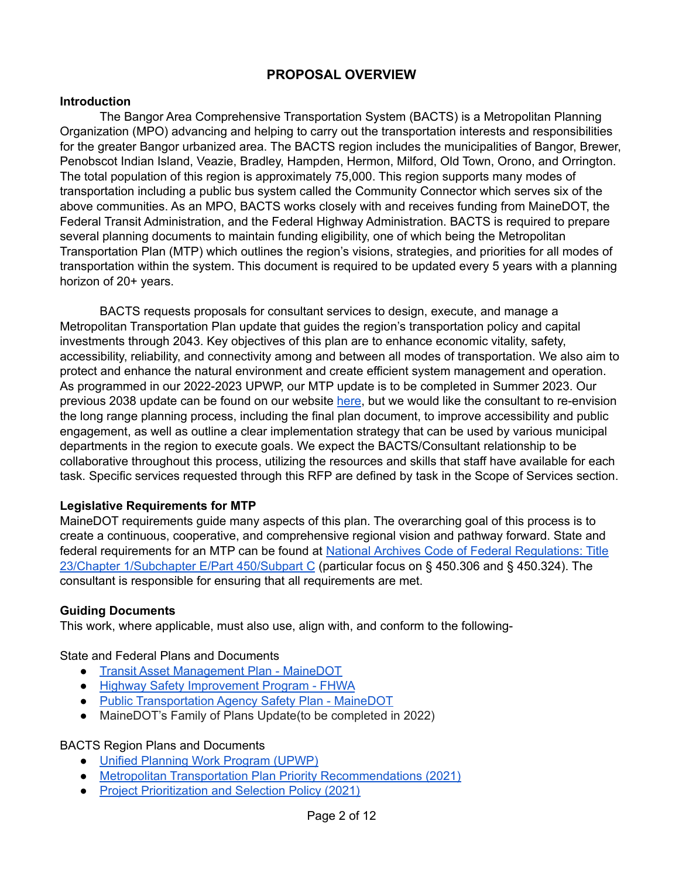## PROPOSAL OVERVIEW

### Introduction

The Bangor Area Comprehensive Transportation System (BACTS) is a Metropolitan Planning Organization (MPO) advancing and helping to carry out the transportation interests and responsibilities for the greater Bangor urbanized area. The BACTS region includes the municipalities of Bangor, Brewer, Penobscot Indian Island, Veazie, Bradley, Hampden, Hermon, Milford, Old Town, Orono, and Orrington. The total population of this region is approximately 75,000. This region supports many modes of transportation including a public bus system called the Community Connector which serves six of the above communities. As an MPO, BACTS works closely with and receives funding from MaineDOT, the Federal Transit Administration, and the Federal Highway Administration. BACTS is required to prepare several planning documents to maintain funding eligibility, one of which being the Metropolitan Transportation Plan (MTP) which outlines the region's visions, strategies, and priorities for all modes of transportation within the system. This document is required to be updated every 5 years with a planning horizon of 20+ years.

BACTS requests proposals for consultant services to design, execute, and manage a Metropolitan Transportation Plan update that guides the region's transportation policy and capital investments through 2043. Key objectives of this plan are to enhance economic vitality, safety, accessibility, reliability, and connectivity among and between all modes of transportation. We also aim to protect and enhance the natural environment and create efficient system management and operation. As programmed in our 2022-2023 UPWP, our MTP update is to be completed in Summer 2023. Our previous 2038 update can be found on our website here, but we would like the consultant to re-envision the long range planning process, including the final plan document, to improve accessibility and public engagement, as well as outline a clear implementation strategy that can be used by various municipal departments in the region to execute goals. We expect the BACTS/Consultant relationship to be collaborative throughout this process, utilizing the resources and skills that staff have available for each task. Specific services requested through this RFP are defined by task in the Scope of Services section.

### Legislative Requirements for MTP

MaineDOT requirements guide many aspects of this plan. The overarching goal of this process is to create a continuous, cooperative, and comprehensive regional vision and pathway forward. State and federal requirements for an MTP can be found at National Archives Code of Federal Regulations: Title 23/Chapter 1/Subchapter E/Part 450/Subpart C (particular focus on § 450.306 and § 450.324). The consultant is responsible for ensuring that all requirements are met.

### Guiding Documents

This work, where applicable, must also use, align with, and conform to the following-

State and Federal Plans and Documents

- Transit Asset Management Plan - MaineDOT
- Highway Safety Improvement Program - FHWA
- Public Transportation Agency Safety Plan - MaineDOT
- MaineDOT's Family of Plans Update(to be completed in 2022)

BACTS Region Plans and Documents

- Unified Planning Work Program (UPWP)
- Metropolitan Transportation Plan Priority Recommendations (2021)
- Project Prioritization and Selection Policy (2021)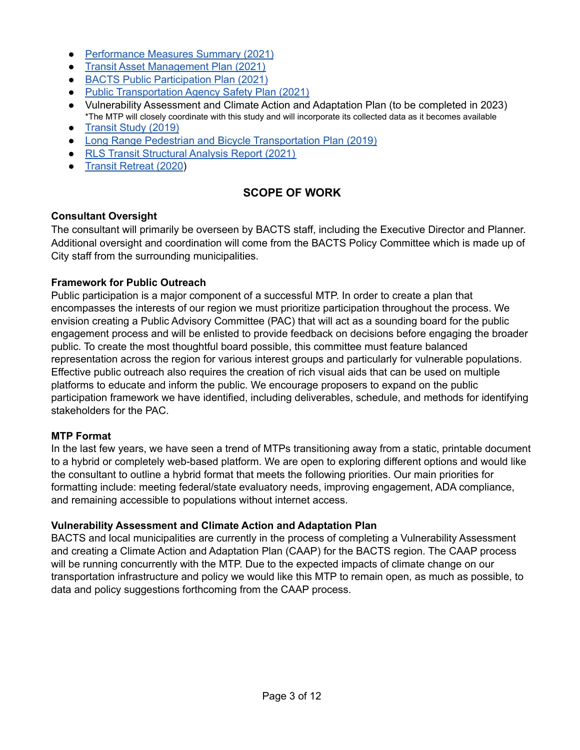- Performance Measures Summary (2021)
- Transit Asset Management Plan (2021)
- BACTS Public Participation Plan (2021)
- Public Transportation Agency Safety Plan (2021)
- Vulnerability Assessment and Climate Action and Adaptation Plan (to be completed in 2023)
  *The MTP will closely coordinate with this study and will incorporate its collected data as it becomes available
- Transit Study (2019)
- Long Range Pedestrian and Bicycle Transportation Plan (2019)
- RLS Transit Structural Analysis Report (2021)
- Transit Retreat (2020)

## SCOPE OF WORK

**Consultant Oversight**

The consultant will primarily be overseen by BACTS staff, including the Executive Director and Planner. Additional oversight and coordination will come from the BACTS Policy Committee which is made up of City staff from the surrounding municipalities.

**Framework for Public Outreach**

Public participation is a major component of a successful MTP. In order to create a plan that encompasses the interests of our region we must prioritize participation throughout the process. We envision creating a Public Advisory Committee (PAC) that will act as a sounding board for the public engagement process and will be enlisted to provide feedback on decisions before engaging the broader public. To create the most thoughtful board possible, this committee must feature balanced representation across the region for various interest groups and particularly for vulnerable populations. Effective public outreach also requires the creation of rich visual aids that can be used on multiple platforms to educate and inform the public. We encourage proposers to expand on the public participation framework we have identified, including deliverables, schedule, and methods for identifying stakeholders for the PAC.

**MTP Format**

In the last few years, we have seen a trend of MTPs transitioning away from a static, printable document to a hybrid or completely web-based platform. We are open to exploring different options and would like the consultant to outline a hybrid format that meets the following priorities. Our main priorities for formatting include: meeting federal/state evaluatory needs, improving engagement, ADA compliance, and remaining accessible to populations without internet access.

**Vulnerability Assessment and Climate Action and Adaptation Plan**

BACTS and local municipalities are currently in the process of completing a Vulnerability Assessment and creating a Climate Action and Adaptation Plan (CAAP) for the BACTS region. The CAAP process will be running concurrently with the MTP. Due to the expected impacts of climate change on our transportation infrastructure and policy we would like this MTP to remain open, as much as possible, to data and policy suggestions forthcoming from the CAAP process.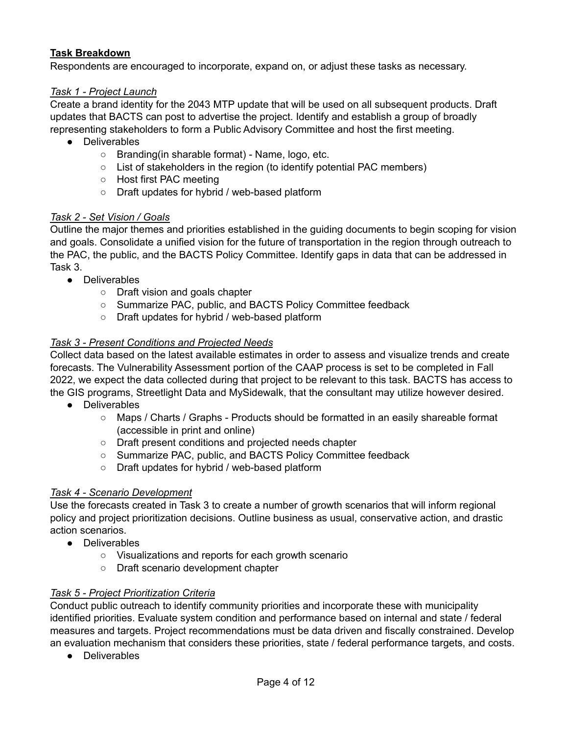**Task Breakdown**

Respondents are encouraged to incorporate, expand on, or adjust these tasks as necessary.

*Task 1 - Project Launch*

Create a brand identity for the 2043 MTP update that will be used on all subsequent products. Draft updates that BACTS can post to advertise the project. Identify and establish a group of broadly representing stakeholders to form a Public Advisory Committee and host the first meeting.

- Deliverables
  - Branding(in sharable format) - Name, logo, etc.
  - List of stakeholders in the region (to identify potential PAC members)
  - Host first PAC meeting
  - Draft updates for hybrid / web-based platform

*Task 2 - Set Vision / Goals*

Outline the major themes and priorities established in the guiding documents to begin scoping for vision and goals. Consolidate a unified vision for the future of transportation in the region through outreach to the PAC, the public, and the BACTS Policy Committee. Identify gaps in data that can be addressed in Task 3.

- Deliverables
  - Draft vision and goals chapter
  - Summarize PAC, public, and BACTS Policy Committee feedback
  - Draft updates for hybrid / web-based platform

*Task 3 - Present Conditions and Projected Needs*

Collect data based on the latest available estimates in order to assess and visualize trends and create forecasts. The Vulnerability Assessment portion of the CAAP process is set to be completed in Fall 2022, we expect the data collected during that project to be relevant to this task. BACTS has access to the GIS programs, Streetlight Data and MySidewalk, that the consultant may utilize however desired.

- Deliverables
  - Maps / Charts / Graphs - Products should be formatted in an easily shareable format (accessible in print and online)
  - Draft present conditions and projected needs chapter
  - Summarize PAC, public, and BACTS Policy Committee feedback
  - Draft updates for hybrid / web-based platform

*Task 4 - Scenario Development*

Use the forecasts created in Task 3 to create a number of growth scenarios that will inform regional policy and project prioritization decisions. Outline business as usual, conservative action, and drastic action scenarios.

- Deliverables
  - Visualizations and reports for each growth scenario
  - Draft scenario development chapter

*Task 5 - Project Prioritization Criteria*

Conduct public outreach to identify community priorities and incorporate these with municipality identified priorities. Evaluate system condition and performance based on internal and state / federal measures and targets. Project recommendations must be data driven and fiscally constrained. Develop an evaluation mechanism that considers these priorities, state / federal performance targets, and costs.

- Deliverables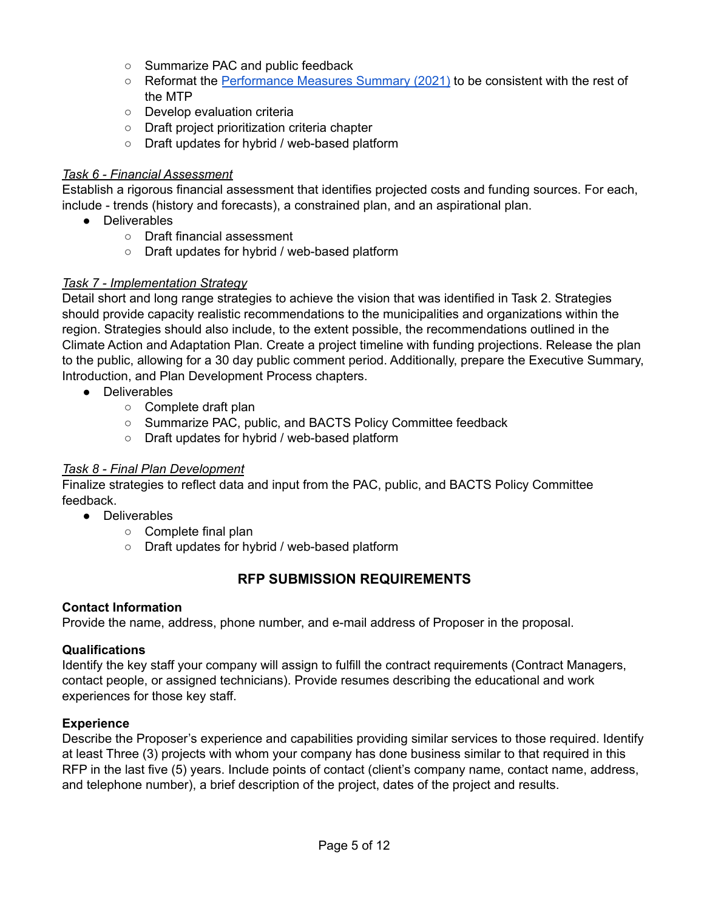- Summarize PAC and public feedback
- Reformat the [Performance Measures Summary (2021)]() to be consistent with the rest of the MTP
- Develop evaluation criteria
- Draft project prioritization criteria chapter
- Draft updates for hybrid / web-based platform

*Task 6 - Financial Assessment*

Establish a rigorous financial assessment that identifies projected costs and funding sources. For each, include - trends (history and forecasts), a constrained plan, and an aspirational plan.

- Deliverables
  - Draft financial assessment
  - Draft updates for hybrid / web-based platform

*Task 7 - Implementation Strategy*

Detail short and long range strategies to achieve the vision that was identified in Task 2. Strategies should provide capacity realistic recommendations to the municipalities and organizations within the region. Strategies should also include, to the extent possible, the recommendations outlined in the Climate Action and Adaptation Plan. Create a project timeline with funding projections. Release the plan to the public, allowing for a 30 day public comment period. Additionally, prepare the Executive Summary, Introduction, and Plan Development Process chapters.

- Deliverables
  - Complete draft plan
  - Summarize PAC, public, and BACTS Policy Committee feedback
  - Draft updates for hybrid / web-based platform

*Task 8 - Final Plan Development*

Finalize strategies to reflect data and input from the PAC, public, and BACTS Policy Committee feedback.

- Deliverables
  - Complete final plan
  - Draft updates for hybrid / web-based platform

## RFP SUBMISSION REQUIREMENTS

**Contact Information**

Provide the name, address, phone number, and e-mail address of Proposer in the proposal.

**Qualifications**

Identify the key staff your company will assign to fulfill the contract requirements (Contract Managers, contact people, or assigned technicians). Provide resumes describing the educational and work experiences for those key staff.

**Experience**

Describe the Proposer's experience and capabilities providing similar services to those required. Identify at least Three (3) projects with whom your company has done business similar to that required in this RFP in the last five (5) years. Include points of contact (client's company name, contact name, address, and telephone number), a brief description of the project, dates of the project and results.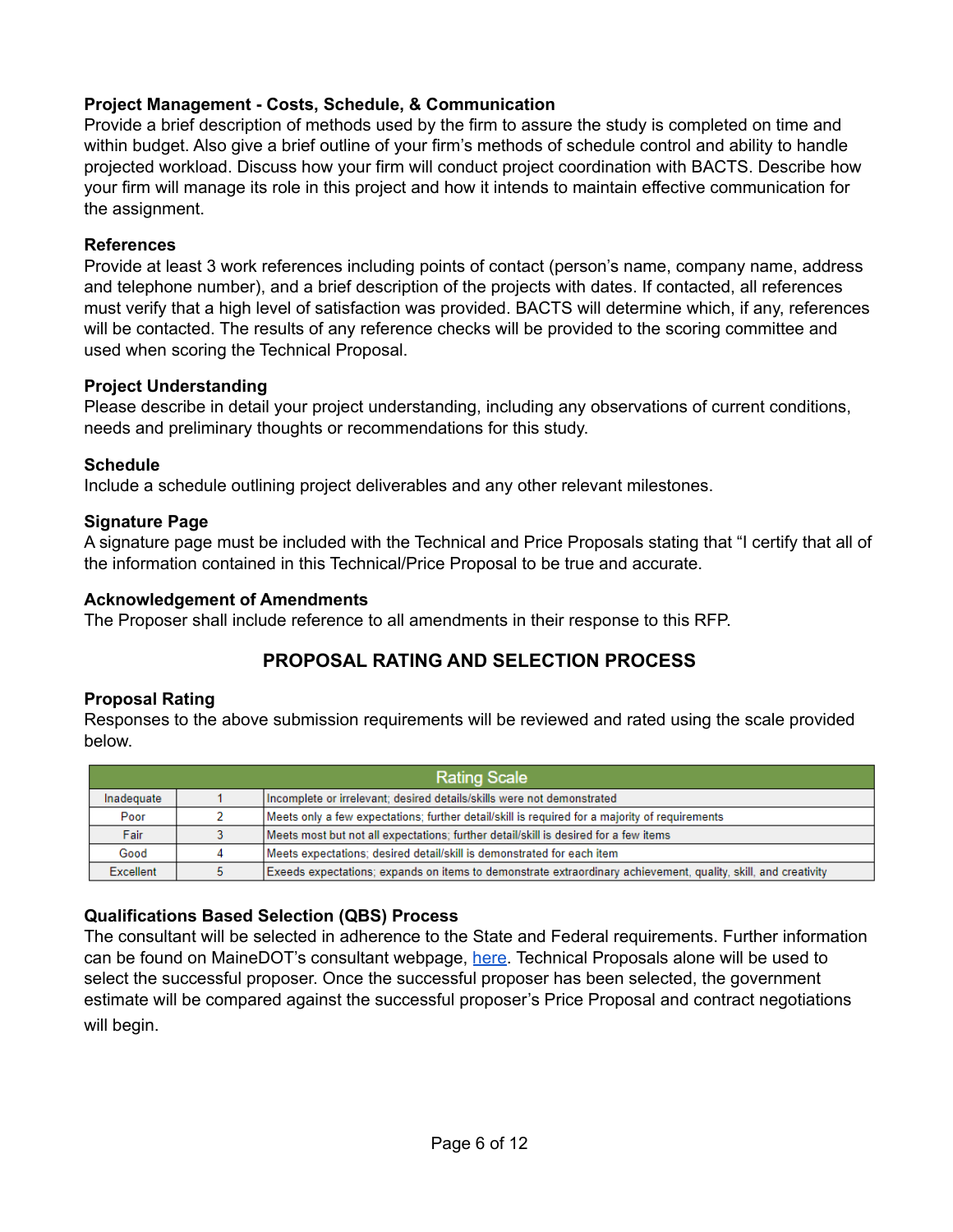**Project Management - Costs, Schedule, & Communication**

Provide a brief description of methods used by the firm to assure the study is completed on time and within budget. Also give a brief outline of your firm's methods of schedule control and ability to handle projected workload. Discuss how your firm will conduct project coordination with BACTS. Describe how your firm will manage its role in this project and how it intends to maintain effective communication for the assignment.

**References**

Provide at least 3 work references including points of contact (person's name, company name, address and telephone number), and a brief description of the projects with dates. If contacted, all references must verify that a high level of satisfaction was provided. BACTS will determine which, if any, references will be contacted. The results of any reference checks will be provided to the scoring committee and used when scoring the Technical Proposal.

**Project Understanding**

Please describe in detail your project understanding, including any observations of current conditions, needs and preliminary thoughts or recommendations for this study.

**Schedule**

Include a schedule outlining project deliverables and any other relevant milestones.

**Signature Page**

A signature page must be included with the Technical and Price Proposals stating that "I certify that all of the information contained in this Technical/Price Proposal to be true and accurate.

**Acknowledgement of Amendments**

The Proposer shall include reference to all amendments in their response to this RFP.

## PROPOSAL RATING AND SELECTION PROCESS

**Proposal Rating**

Responses to the above submission requirements will be reviewed and rated using the scale provided below.

| Rating Scale | | |
|---|---|---|
| Inadequate | 1 | Incomplete or irrelevant; desired details/skills were not demonstrated |
| Poor | 2 | Meets only a few expectations; further detail/skill is required for a majority of requirements |
| Fair | 3 | Meets most but not all expectations; further detail/skill is desired for a few items |
| Good | 4 | Meets expectations; desired detail/skill is demonstrated for each item |
| Excellent | 5 | Exeeds expectations; expands on items to demonstrate extraordinary achievement, quality, skill, and creativity |

**Qualifications Based Selection (QBS) Process**

The consultant will be selected in adherence to the State and Federal requirements. Further information can be found on MaineDOT's consultant webpage, here. Technical Proposals alone will be used to select the successful proposer. Once the successful proposer has been selected, the government estimate will be compared against the successful proposer's Price Proposal and contract negotiations will begin.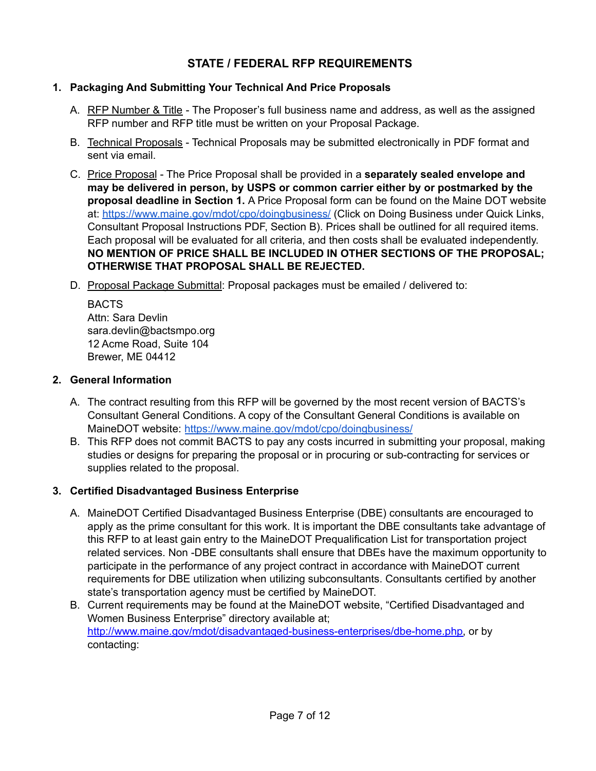## STATE / FEDERAL RFP REQUIREMENTS

1. **Packaging And Submitting Your Technical And Price Proposals**

   A. RFP Number & Title - The Proposer's full business name and address, as well as the assigned RFP number and RFP title must be written on your Proposal Package.

   B. Technical Proposals - Technical Proposals may be submitted electronically in PDF format and sent via email.

   C. Price Proposal - The Price Proposal shall be provided in a **separately sealed envelope and may be delivered in person, by USPS or common carrier either by or postmarked by the proposal deadline in Section 1.** A Price Proposal form can be found on the Maine DOT website at: https://www.maine.gov/mdot/cpo/doingbusiness/ (Click on Doing Business under Quick Links, Consultant Proposal Instructions PDF, Section B). Prices shall be outlined for all required items. Each proposal will be evaluated for all criteria, and then costs shall be evaluated independently. **NO MENTION OF PRICE SHALL BE INCLUDED IN OTHER SECTIONS OF THE PROPOSAL; OTHERWISE THAT PROPOSAL SHALL BE REJECTED.**

   D. Proposal Package Submittal: Proposal packages must be emailed / delivered to:

      BACTS
      Attn: Sara Devlin
      sara.devlin@bactsmpo.org
      12 Acme Road, Suite 104
      Brewer, ME 04412

2. **General Information**

   A. The contract resulting from this RFP will be governed by the most recent version of BACTS's Consultant General Conditions. A copy of the Consultant General Conditions is available on MaineDOT website: https://www.maine.gov/mdot/cpo/doingbusiness/

   B. This RFP does not commit BACTS to pay any costs incurred in submitting your proposal, making studies or designs for preparing the proposal or in procuring or sub-contracting for services or supplies related to the proposal.

3. **Certified Disadvantaged Business Enterprise**

   A. MaineDOT Certified Disadvantaged Business Enterprise (DBE) consultants are encouraged to apply as the prime consultant for this work. It is important the DBE consultants take advantage of this RFP to at least gain entry to the MaineDOT Prequalification List for transportation project related services. Non -DBE consultants shall ensure that DBEs have the maximum opportunity to participate in the performance of any project contract in accordance with MaineDOT current requirements for DBE utilization when utilizing subconsultants. Consultants certified by another state's transportation agency must be certified by MaineDOT.

   B. Current requirements may be found at the MaineDOT website, "Certified Disadvantaged and Women Business Enterprise" directory available at; http://www.maine.gov/mdot/disadvantaged-business-enterprises/dbe-home.php, or by contacting: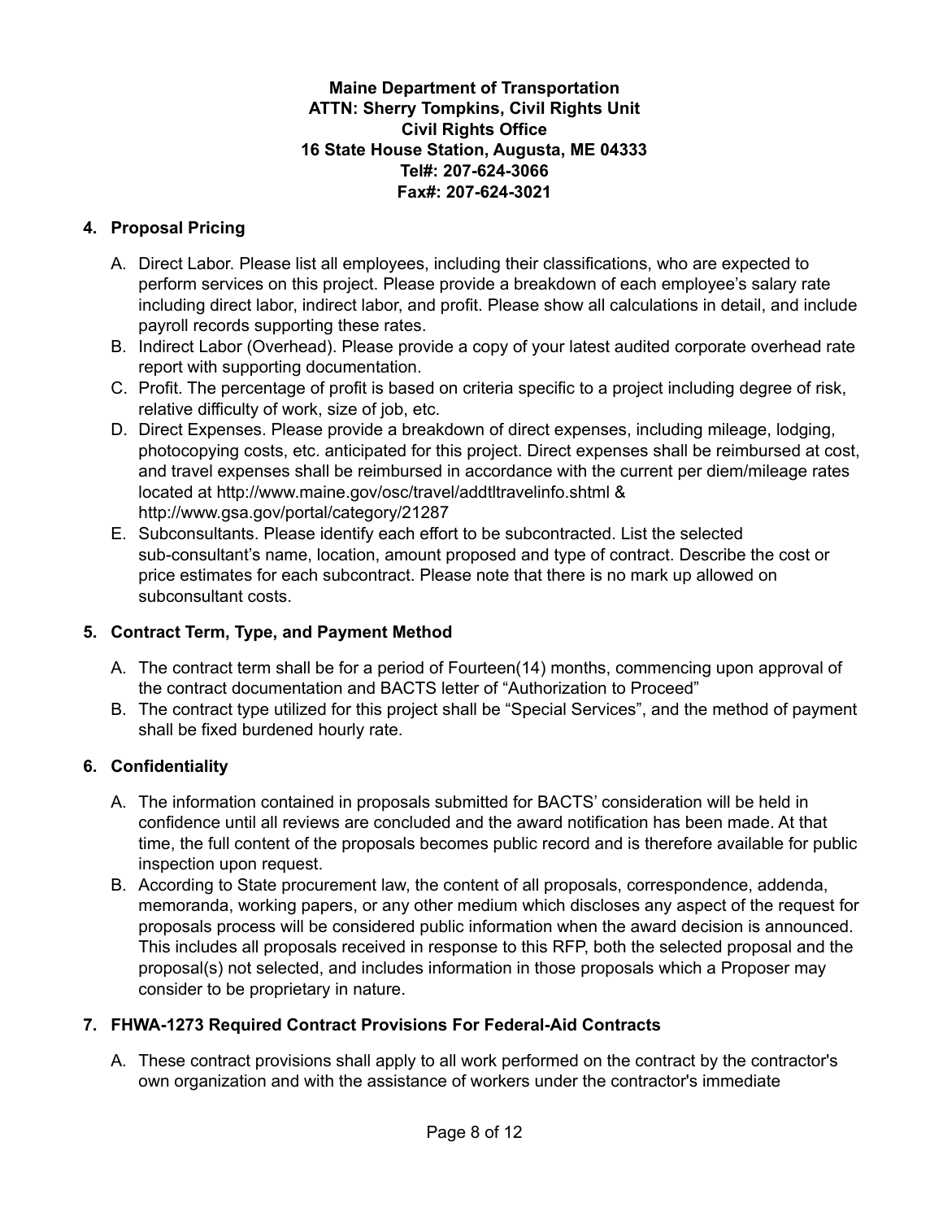**Maine Department of Transportation**
**ATTN: Sherry Tompkins, Civil Rights Unit**
**Civil Rights Office**
**16 State House Station, Augusta, ME 04333**
**Tel#: 207-624-3066**
**Fax#: 207-624-3021**

### 4. Proposal Pricing

A. Direct Labor. Please list all employees, including their classifications, who are expected to perform services on this project. Please provide a breakdown of each employee's salary rate including direct labor, indirect labor, and profit. Please show all calculations in detail, and include payroll records supporting these rates.

B. Indirect Labor (Overhead). Please provide a copy of your latest audited corporate overhead rate report with supporting documentation.

C. Profit. The percentage of profit is based on criteria specific to a project including degree of risk, relative difficulty of work, size of job, etc.

D. Direct Expenses. Please provide a breakdown of direct expenses, including mileage, lodging, photocopying costs, etc. anticipated for this project. Direct expenses shall be reimbursed at cost, and travel expenses shall be reimbursed in accordance with the current per diem/mileage rates located at http://www.maine.gov/osc/travel/addtltravelinfo.shtml & http://www.gsa.gov/portal/category/21287

E. Subconsultants. Please identify each effort to be subcontracted. List the selected sub-consultant's name, location, amount proposed and type of contract. Describe the cost or price estimates for each subcontract. Please note that there is no mark up allowed on subconsultant costs.

### 5. Contract Term, Type, and Payment Method

A. The contract term shall be for a period of Fourteen(14) months, commencing upon approval of the contract documentation and BACTS letter of "Authorization to Proceed"

B. The contract type utilized for this project shall be "Special Services", and the method of payment shall be fixed burdened hourly rate.

### 6. Confidentiality

A. The information contained in proposals submitted for BACTS' consideration will be held in confidence until all reviews are concluded and the award notification has been made. At that time, the full content of the proposals becomes public record and is therefore available for public inspection upon request.

B. According to State procurement law, the content of all proposals, correspondence, addenda, memoranda, working papers, or any other medium which discloses any aspect of the request for proposals process will be considered public information when the award decision is announced. This includes all proposals received in response to this RFP, both the selected proposal and the proposal(s) not selected, and includes information in those proposals which a Proposer may consider to be proprietary in nature.

### 7. FHWA-1273 Required Contract Provisions For Federal-Aid Contracts

A. These contract provisions shall apply to all work performed on the contract by the contractor's own organization and with the assistance of workers under the contractor's immediate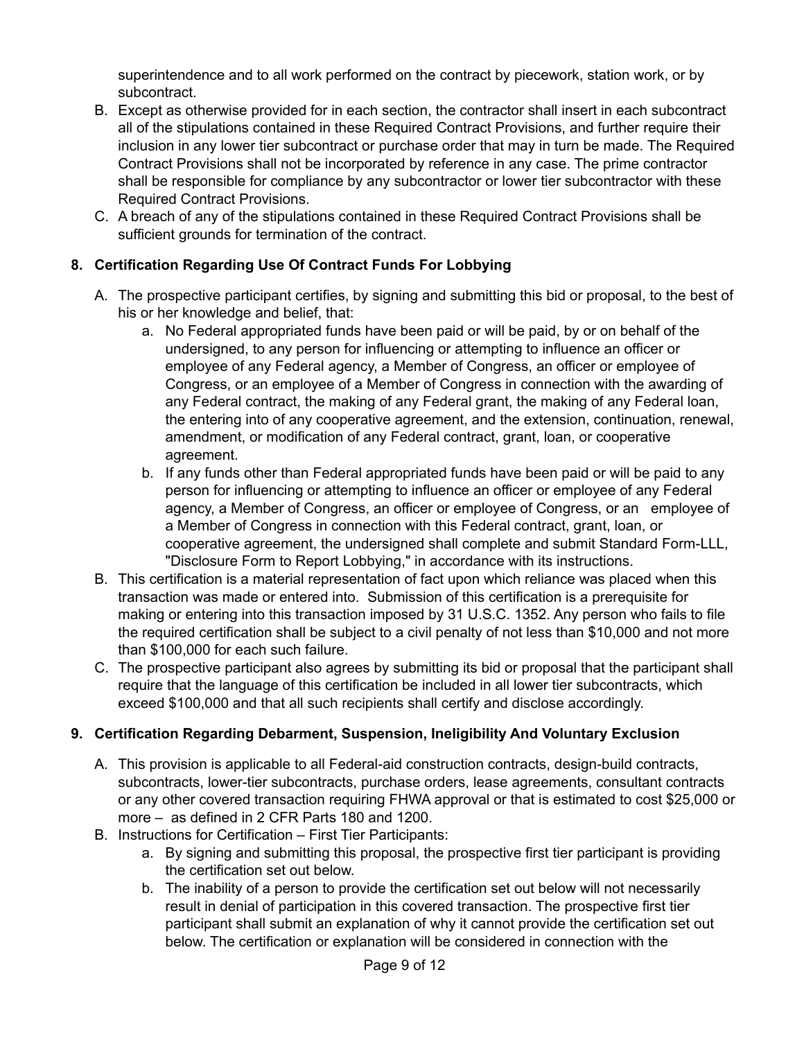superintendence and to all work performed on the contract by piecework, station work, or by subcontract.

B. Except as otherwise provided for in each section, the contractor shall insert in each subcontract all of the stipulations contained in these Required Contract Provisions, and further require their inclusion in any lower tier subcontract or purchase order that may in turn be made. The Required Contract Provisions shall not be incorporated by reference in any case. The prime contractor shall be responsible for compliance by any subcontractor or lower tier subcontractor with these Required Contract Provisions.
C. A breach of any of the stipulations contained in these Required Contract Provisions shall be sufficient grounds for termination of the contract.

## 8. Certification Regarding Use Of Contract Funds For Lobbying

A. The prospective participant certifies, by signing and submitting this bid or proposal, to the best of his or her knowledge and belief, that:
   a. No Federal appropriated funds have been paid or will be paid, by or on behalf of the undersigned, to any person for influencing or attempting to influence an officer or employee of any Federal agency, a Member of Congress, an officer or employee of Congress, or an employee of a Member of Congress in connection with the awarding of any Federal contract, the making of any Federal grant, the making of any Federal loan, the entering into of any cooperative agreement, and the extension, continuation, renewal, amendment, or modification of any Federal contract, grant, loan, or cooperative agreement.
   b. If any funds other than Federal appropriated funds have been paid or will be paid to any person for influencing or attempting to influence an officer or employee of any Federal agency, a Member of Congress, an officer or employee of Congress, or an employee of a Member of Congress in connection with this Federal contract, grant, loan, or cooperative agreement, the undersigned shall complete and submit Standard Form-LLL, "Disclosure Form to Report Lobbying," in accordance with its instructions.
B. This certification is a material representation of fact upon which reliance was placed when this transaction was made or entered into. Submission of this certification is a prerequisite for making or entering into this transaction imposed by 31 U.S.C. 1352. Any person who fails to file the required certification shall be subject to a civil penalty of not less than $10,000 and not more than $100,000 for each such failure.
C. The prospective participant also agrees by submitting its bid or proposal that the participant shall require that the language of this certification be included in all lower tier subcontracts, which exceed $100,000 and that all such recipients shall certify and disclose accordingly.

## 9. Certification Regarding Debarment, Suspension, Ineligibility And Voluntary Exclusion

A. This provision is applicable to all Federal-aid construction contracts, design-build contracts, subcontracts, lower-tier subcontracts, purchase orders, lease agreements, consultant contracts or any other covered transaction requiring FHWA approval or that is estimated to cost $25,000 or more – as defined in 2 CFR Parts 180 and 1200.
B. Instructions for Certification – First Tier Participants:
   a. By signing and submitting this proposal, the prospective first tier participant is providing the certification set out below.
   b. The inability of a person to provide the certification set out below will not necessarily result in denial of participation in this covered transaction. The prospective first tier participant shall submit an explanation of why it cannot provide the certification set out below. The certification or explanation will be considered in connection with the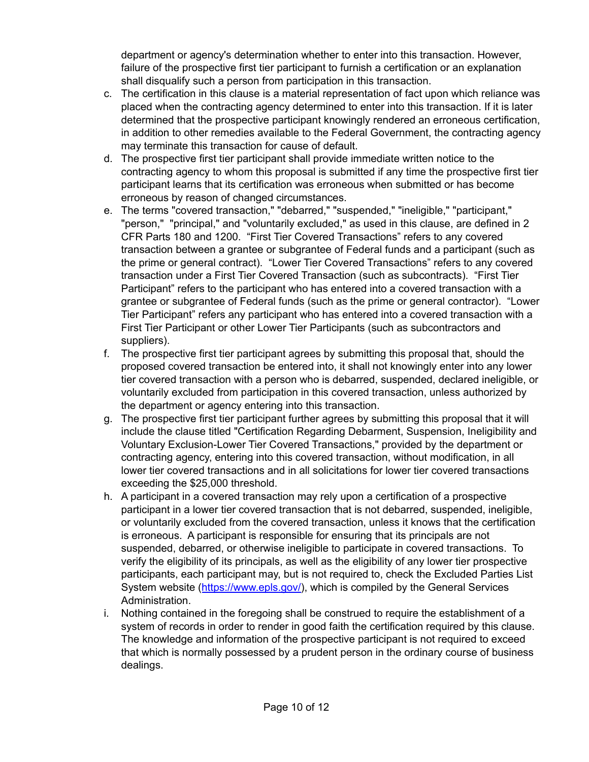department or agency's determination whether to enter into this transaction. However, failure of the prospective first tier participant to furnish a certification or an explanation shall disqualify such a person from participation in this transaction.

c. The certification in this clause is a material representation of fact upon which reliance was placed when the contracting agency determined to enter into this transaction. If it is later determined that the prospective participant knowingly rendered an erroneous certification, in addition to other remedies available to the Federal Government, the contracting agency may terminate this transaction for cause of default.
d. The prospective first tier participant shall provide immediate written notice to the contracting agency to whom this proposal is submitted if any time the prospective first tier participant learns that its certification was erroneous when submitted or has become erroneous by reason of changed circumstances.
e. The terms "covered transaction," "debarred," "suspended," "ineligible," "participant," "person," "principal," and "voluntarily excluded," as used in this clause, are defined in 2 CFR Parts 180 and 1200. "First Tier Covered Transactions" refers to any covered transaction between a grantee or subgrantee of Federal funds and a participant (such as the prime or general contract). "Lower Tier Covered Transactions" refers to any covered transaction under a First Tier Covered Transaction (such as subcontracts). "First Tier Participant" refers to the participant who has entered into a covered transaction with a grantee or subgrantee of Federal funds (such as the prime or general contractor). "Lower Tier Participant" refers any participant who has entered into a covered transaction with a First Tier Participant or other Lower Tier Participants (such as subcontractors and suppliers).
f. The prospective first tier participant agrees by submitting this proposal that, should the proposed covered transaction be entered into, it shall not knowingly enter into any lower tier covered transaction with a person who is debarred, suspended, declared ineligible, or voluntarily excluded from participation in this covered transaction, unless authorized by the department or agency entering into this transaction.
g. The prospective first tier participant further agrees by submitting this proposal that it will include the clause titled "Certification Regarding Debarment, Suspension, Ineligibility and Voluntary Exclusion-Lower Tier Covered Transactions," provided by the department or contracting agency, entering into this covered transaction, without modification, in all lower tier covered transactions and in all solicitations for lower tier covered transactions exceeding the $25,000 threshold.
h. A participant in a covered transaction may rely upon a certification of a prospective participant in a lower tier covered transaction that is not debarred, suspended, ineligible, or voluntarily excluded from the covered transaction, unless it knows that the certification is erroneous. A participant is responsible for ensuring that its principals are not suspended, debarred, or otherwise ineligible to participate in covered transactions. To verify the eligibility of its principals, as well as the eligibility of any lower tier prospective participants, each participant may, but is not required to, check the Excluded Parties List System website ([https://www.epls.gov/](https://www.epls.gov/)), which is compiled by the General Services Administration.
i. Nothing contained in the foregoing shall be construed to require the establishment of a system of records in order to render in good faith the certification required by this clause. The knowledge and information of the prospective participant is not required to exceed that which is normally possessed by a prudent person in the ordinary course of business dealings.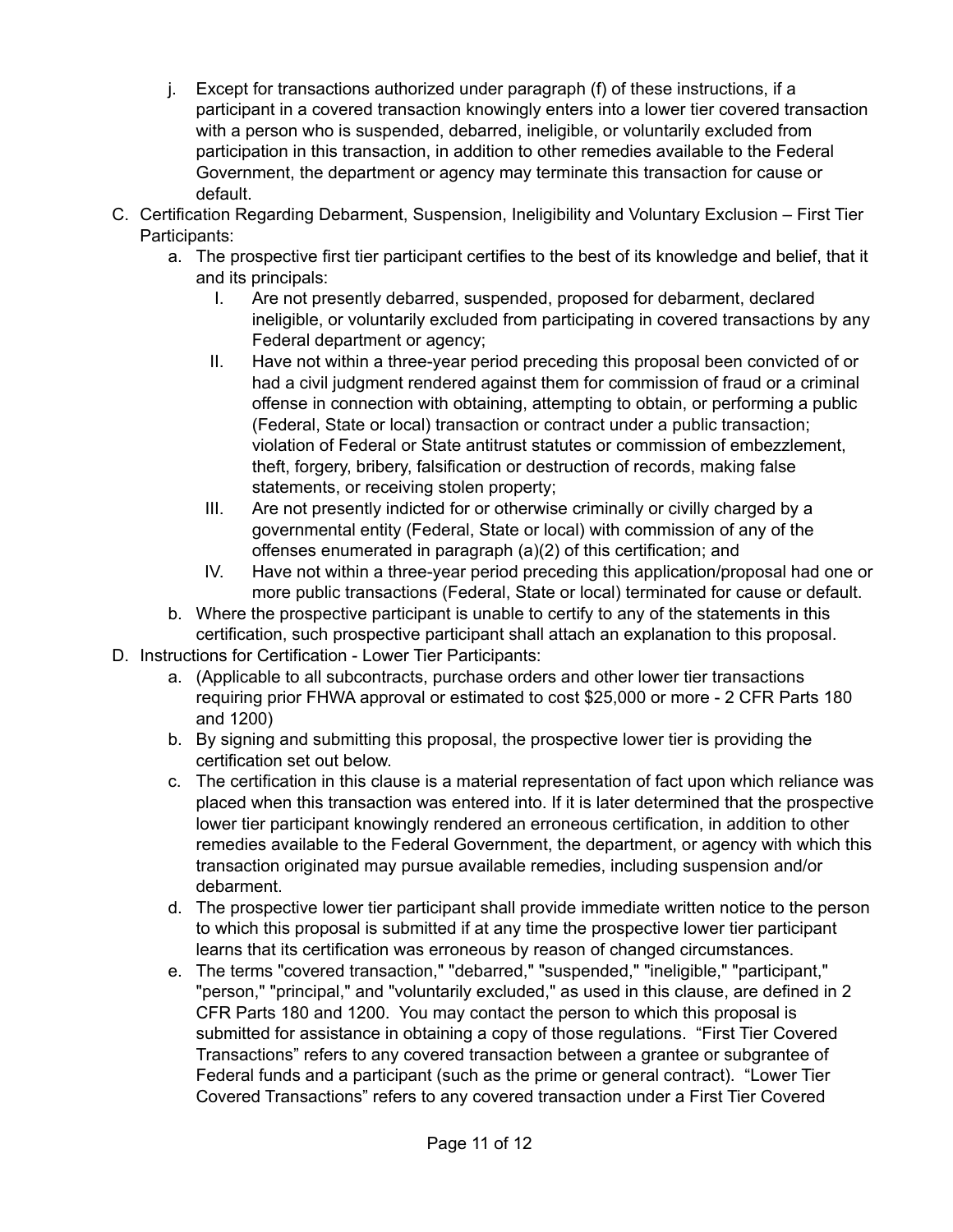j. Except for transactions authorized under paragraph (f) of these instructions, if a participant in a covered transaction knowingly enters into a lower tier covered transaction with a person who is suspended, debarred, ineligible, or voluntarily excluded from participation in this transaction, in addition to other remedies available to the Federal Government, the department or agency may terminate this transaction for cause or default.

C. Certification Regarding Debarment, Suspension, Ineligibility and Voluntary Exclusion – First Tier Participants:

   a. The prospective first tier participant certifies to the best of its knowledge and belief, that it and its principals:

      I. Are not presently debarred, suspended, proposed for debarment, declared ineligible, or voluntarily excluded from participating in covered transactions by any Federal department or agency;

      II. Have not within a three-year period preceding this proposal been convicted of or had a civil judgment rendered against them for commission of fraud or a criminal offense in connection with obtaining, attempting to obtain, or performing a public (Federal, State or local) transaction or contract under a public transaction; violation of Federal or State antitrust statutes or commission of embezzlement, theft, forgery, bribery, falsification or destruction of records, making false statements, or receiving stolen property;

      III. Are not presently indicted for or otherwise criminally or civilly charged by a governmental entity (Federal, State or local) with commission of any of the offenses enumerated in paragraph (a)(2) of this certification; and

      IV. Have not within a three-year period preceding this application/proposal had one or more public transactions (Federal, State or local) terminated for cause or default.

   b. Where the prospective participant is unable to certify to any of the statements in this certification, such prospective participant shall attach an explanation to this proposal.

D. Instructions for Certification - Lower Tier Participants:

   a. (Applicable to all subcontracts, purchase orders and other lower tier transactions requiring prior FHWA approval or estimated to cost $25,000 or more - 2 CFR Parts 180 and 1200)

   b. By signing and submitting this proposal, the prospective lower tier is providing the certification set out below.

   c. The certification in this clause is a material representation of fact upon which reliance was placed when this transaction was entered into. If it is later determined that the prospective lower tier participant knowingly rendered an erroneous certification, in addition to other remedies available to the Federal Government, the department, or agency with which this transaction originated may pursue available remedies, including suspension and/or debarment.

   d. The prospective lower tier participant shall provide immediate written notice to the person to which this proposal is submitted if at any time the prospective lower tier participant learns that its certification was erroneous by reason of changed circumstances.

   e. The terms "covered transaction," "debarred," "suspended," "ineligible," "participant," "person," "principal," and "voluntarily excluded," as used in this clause, are defined in 2 CFR Parts 180 and 1200. You may contact the person to which this proposal is submitted for assistance in obtaining a copy of those regulations. "First Tier Covered Transactions" refers to any covered transaction between a grantee or subgrantee of Federal funds and a participant (such as the prime or general contract). "Lower Tier Covered Transactions" refers to any covered transaction under a First Tier Covered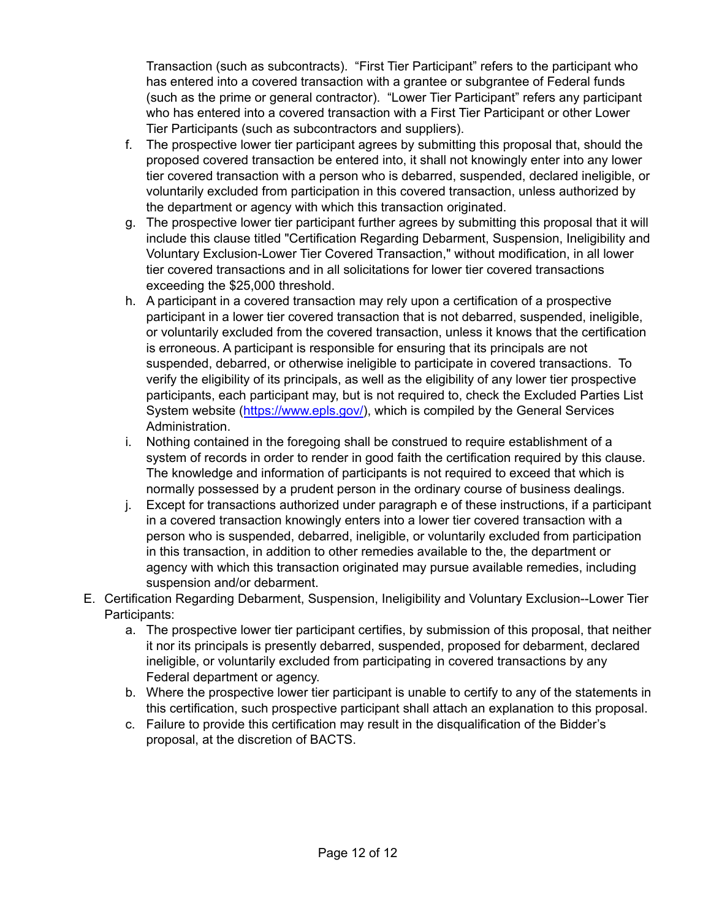Transaction (such as subcontracts). "First Tier Participant" refers to the participant who has entered into a covered transaction with a grantee or subgrantee of Federal funds (such as the prime or general contractor). "Lower Tier Participant" refers any participant who has entered into a covered transaction with a First Tier Participant or other Lower Tier Participants (such as subcontractors and suppliers).

f. The prospective lower tier participant agrees by submitting this proposal that, should the proposed covered transaction be entered into, it shall not knowingly enter into any lower tier covered transaction with a person who is debarred, suspended, declared ineligible, or voluntarily excluded from participation in this covered transaction, unless authorized by the department or agency with which this transaction originated.

g. The prospective lower tier participant further agrees by submitting this proposal that it will include this clause titled "Certification Regarding Debarment, Suspension, Ineligibility and Voluntary Exclusion-Lower Tier Covered Transaction," without modification, in all lower tier covered transactions and in all solicitations for lower tier covered transactions exceeding the $25,000 threshold.

h. A participant in a covered transaction may rely upon a certification of a prospective participant in a lower tier covered transaction that is not debarred, suspended, ineligible, or voluntarily excluded from the covered transaction, unless it knows that the certification is erroneous. A participant is responsible for ensuring that its principals are not suspended, debarred, or otherwise ineligible to participate in covered transactions. To verify the eligibility of its principals, as well as the eligibility of any lower tier prospective participants, each participant may, but is not required to, check the Excluded Parties List System website (https://www.epls.gov/), which is compiled by the General Services Administration.

i. Nothing contained in the foregoing shall be construed to require establishment of a system of records in order to render in good faith the certification required by this clause. The knowledge and information of participants is not required to exceed that which is normally possessed by a prudent person in the ordinary course of business dealings.

j. Except for transactions authorized under paragraph e of these instructions, if a participant in a covered transaction knowingly enters into a lower tier covered transaction with a person who is suspended, debarred, ineligible, or voluntarily excluded from participation in this transaction, in addition to other remedies available to the, the department or agency with which this transaction originated may pursue available remedies, including suspension and/or debarment.

E. Certification Regarding Debarment, Suspension, Ineligibility and Voluntary Exclusion--Lower Tier Participants:

   a. The prospective lower tier participant certifies, by submission of this proposal, that neither it nor its principals is presently debarred, suspended, proposed for debarment, declared ineligible, or voluntarily excluded from participating in covered transactions by any Federal department or agency.
   b. Where the prospective lower tier participant is unable to certify to any of the statements in this certification, such prospective participant shall attach an explanation to this proposal.
   c. Failure to provide this certification may result in the disqualification of the Bidder's proposal, at the discretion of BACTS.